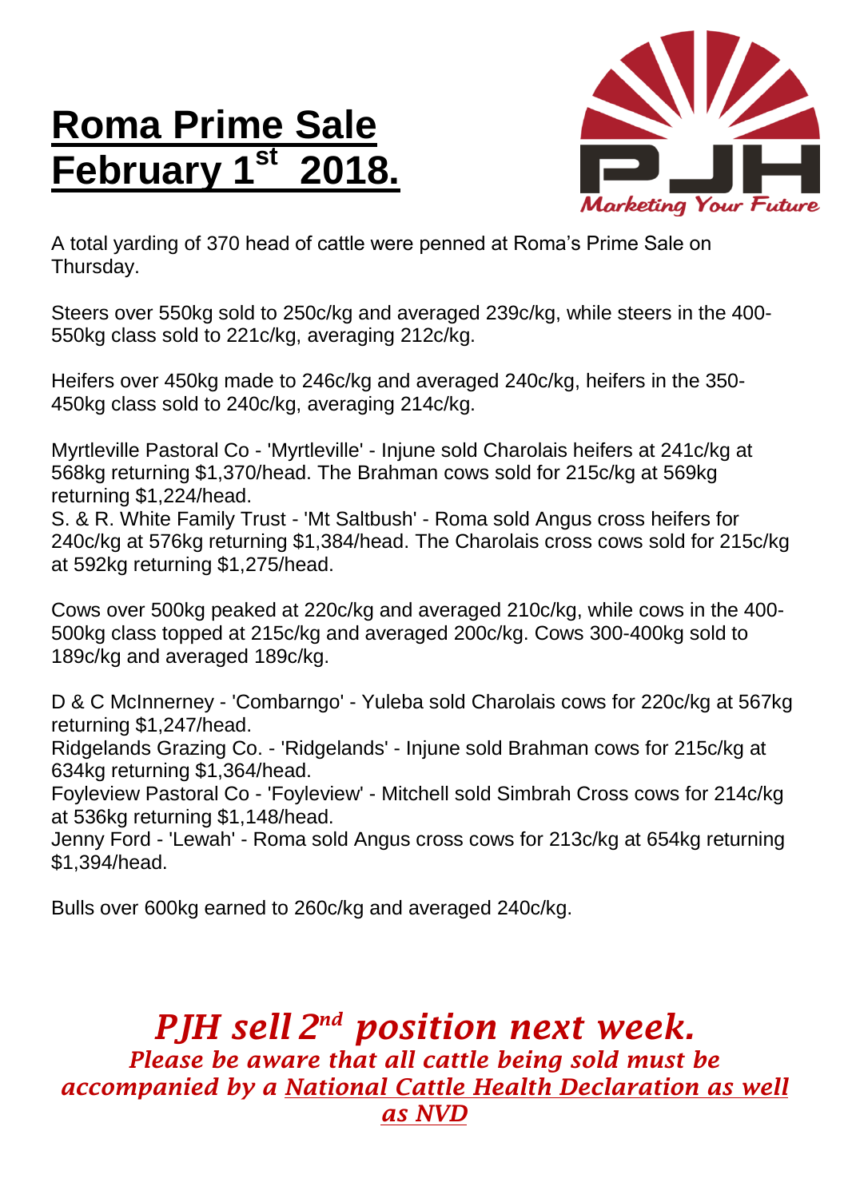# Roma Prime Sale February 1st 2018.

Marketing Your Future

A total yarding of 370 head of cattle were penned at Roma's Prime Sale on Thursday.

Steers over 550kg sold to 250c/kg and averaged 239c/kg, while steers in the 400-550kg class sold to 221c/kg, averaging 212c/kg.

Heifers over 450kg made to 246c/kg and averaged 240c/kg, heifers in the 350-450kg class sold to 240c/kg, averaging 214c/kg.

Myrtleville Pastoral Co - 'Myrtleville' - Injune sold Charolais heifers at 241c/kg at 568kg returning $1,370/head. The Brahman cows sold for 215c/kg at 569kg returning $1,224/head.
S. & R. White Family Trust - 'Mt Saltbush' - Roma sold Angus cross heifers for 240c/kg at 576kg returning $1,384/head. The Charolais cross cows sold for 215c/kg at 592kg returning $1,275/head.

Cows over 500kg peaked at 220c/kg and averaged 210c/kg, while cows in the 400-500kg class topped at 215c/kg and averaged 200c/kg. Cows 300-400kg sold to 189c/kg and averaged 189c/kg.

D & C McInnerney - 'Combarngo' - Yuleba sold Charolais cows for 220c/kg at 567kg returning $1,247/head.
Ridgelands Grazing Co. - 'Ridgelands' - Injune sold Brahman cows for 215c/kg at 634kg returning $1,364/head.
Foyleview Pastoral Co - 'Foyleview' - Mitchell sold Simbrah Cross cows for 214c/kg at 536kg returning $1,148/head.
Jenny Ford - 'Lewah' - Roma sold Angus cross cows for 213c/kg at 654kg returning $1,394/head.

Bulls over 600kg earned to 260c/kg and averaged 240c/kg.

## *PJH sell 2nd position next week.*

*Please be aware that all cattle being sold must be accompanied by a National Cattle Health Declaration as well as NVD*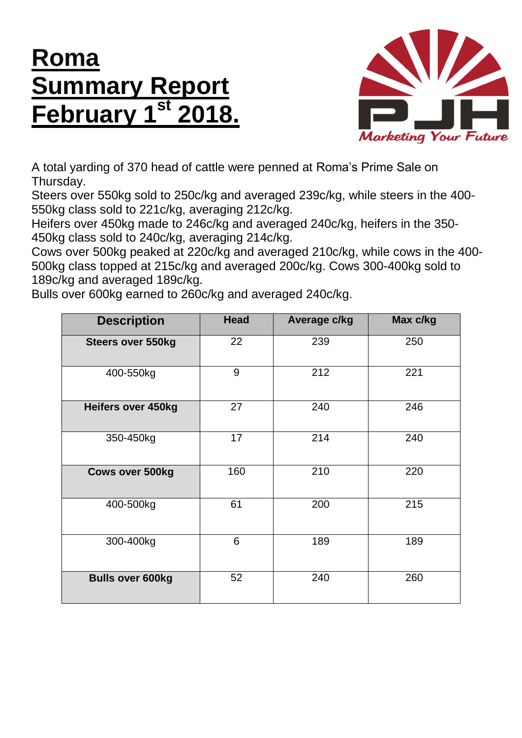# Roma
# Summary Report
# February 1st 2018.

Marketing Your Future

A total yarding of 370 head of cattle were penned at Roma's Prime Sale on Thursday.
Steers over 550kg sold to 250c/kg and averaged 239c/kg, while steers in the 400-550kg class sold to 221c/kg, averaging 212c/kg.
Heifers over 450kg made to 246c/kg and averaged 240c/kg, heifers in the 350-450kg class sold to 240c/kg, averaging 214c/kg.
Cows over 500kg peaked at 220c/kg and averaged 210c/kg, while cows in the 400-500kg class topped at 215c/kg and averaged 200c/kg. Cows 300-400kg sold to 189c/kg and averaged 189c/kg.
Bulls over 600kg earned to 260c/kg and averaged 240c/kg.

| Description | Head | Average c/kg | Max c/kg |
|---|---|---|---|
| **Steers over 550kg** | 22 | 239 | 250 |
| 400-550kg | 9 | 212 | 221 |
| **Heifers over 450kg** | 27 | 240 | 246 |
| 350-450kg | 17 | 214 | 240 |
| **Cows over 500kg** | 160 | 210 | 220 |
| 400-500kg | 61 | 200 | 215 |
| 300-400kg | 6 | 189 | 189 |
| **Bulls over 600kg** | 52 | 240 | 260 |